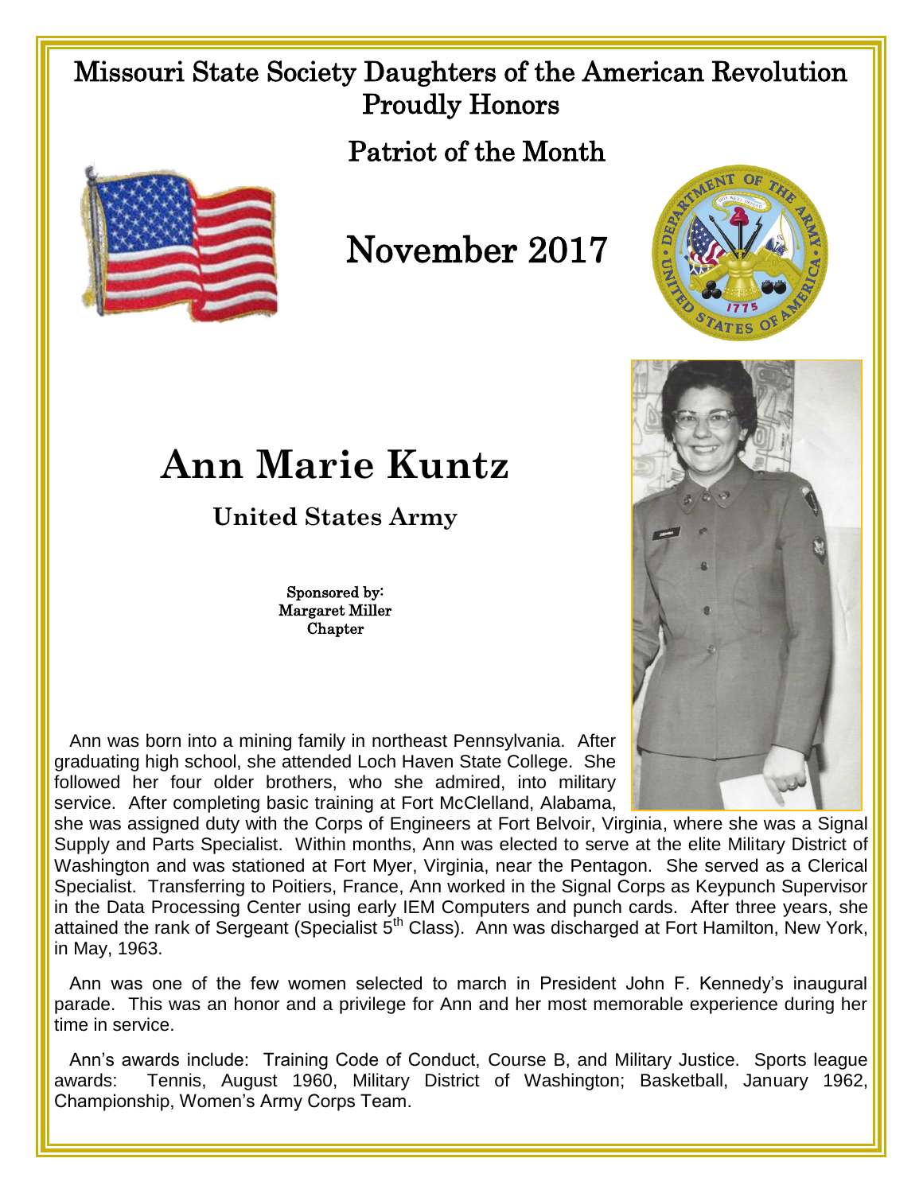Missouri State Society Daughters of the American Revolution
Proudly Honors

Patriot of the Month

# November 2017

# Ann Marie Kuntz

## United States Army

Sponsored by:
Margaret Miller
Chapter

Ann was born into a mining family in northeast Pennsylvania. After graduating high school, she attended Loch Haven State College. She followed her four older brothers, who she admired, into military service. After completing basic training at Fort McClelland, Alabama, she was assigned duty with the Corps of Engineers at Fort Belvoir, Virginia, where she was a Signal Supply and Parts Specialist. Within months, Ann was elected to serve at the elite Military District of Washington and was stationed at Fort Myer, Virginia, near the Pentagon. She served as a Clerical Specialist. Transferring to Poitiers, France, Ann worked in the Signal Corps as Keypunch Supervisor in the Data Processing Center using early IEM Computers and punch cards. After three years, she attained the rank of Sergeant (Specialist 5th Class). Ann was discharged at Fort Hamilton, New York, in May, 1963.

Ann was one of the few women selected to march in President John F. Kennedy's inaugural parade. This was an honor and a privilege for Ann and her most memorable experience during her time in service.

Ann's awards include: Training Code of Conduct, Course B, and Military Justice. Sports league awards: Tennis, August 1960, Military District of Washington; Basketball, January 1962, Championship, Women's Army Corps Team.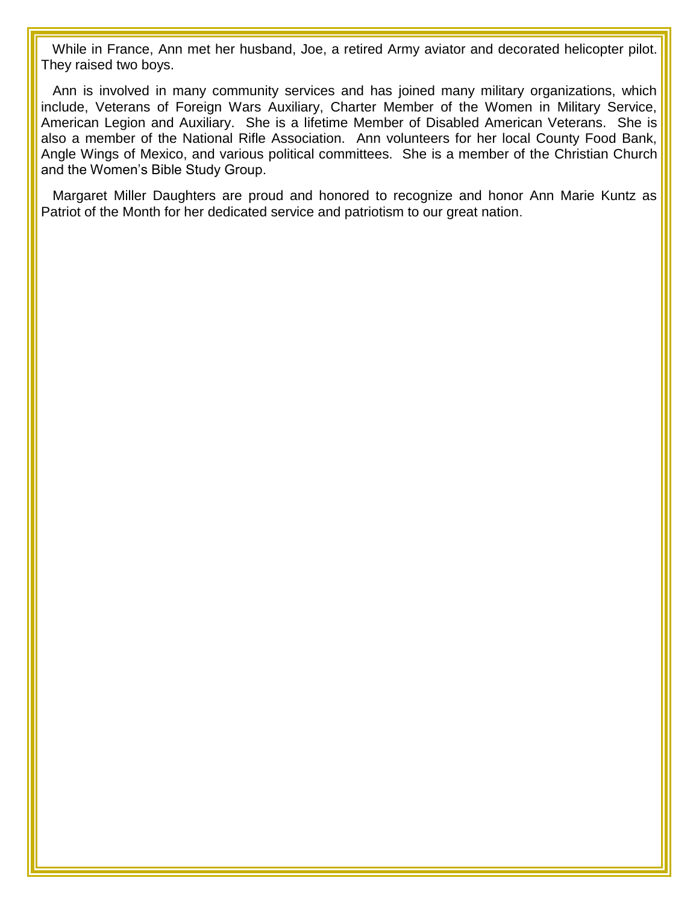While in France, Ann met her husband, Joe, a retired Army aviator and decorated helicopter pilot. They raised two boys.

Ann is involved in many community services and has joined many military organizations, which include, Veterans of Foreign Wars Auxiliary, Charter Member of the Women in Military Service, American Legion and Auxiliary. She is a lifetime Member of Disabled American Veterans. She is also a member of the National Rifle Association. Ann volunteers for her local County Food Bank, Angle Wings of Mexico, and various political committees. She is a member of the Christian Church and the Women's Bible Study Group.

Margaret Miller Daughters are proud and honored to recognize and honor Ann Marie Kuntz as Patriot of the Month for her dedicated service and patriotism to our great nation.